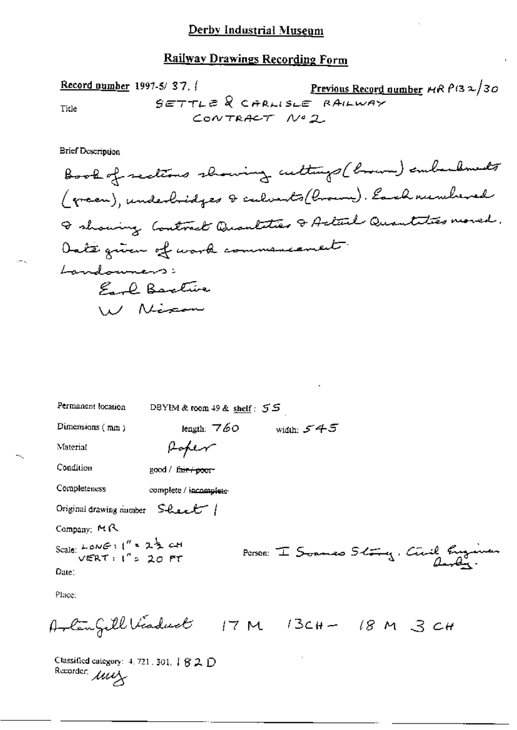# Derby Industrial Museum

## Railway Drawings Recording Form

**Record number** 1997-5/ 37. 1

**Previous Record number** MR P132/30

Title: SETTLE & CARLISLE RAILWAY CONTRACT No 2

Brief Description

Book of sections showing cuttings (brown) embankments (green), underbridges & culverts (brown). Each numbered & showing Contract Quantities & Actual Quantities moved. Date given of work commencement.
Landowners:
Earl Bective
W Nixon

Permanent location: DBYIM & room 49 & shelf: 55

Dimensions (mm): length: 760 width: 545

Material: Paper

Condition: good / ~~fair / poor~~

Completeness: complete / ~~incomplete~~

Original drawing number: Sheet 1

Company: MR

Scale: LONG: 1" = 2½ CH VERT: 1" = 20 FT

Person: J Soames Story, Civil Engineer Derby.

Date:

Place:

Arten Gill Viaduct 17 M 13CH – 18 M 3 CH

Classified category: 4. 721. 301. 182 D

Recorder: mry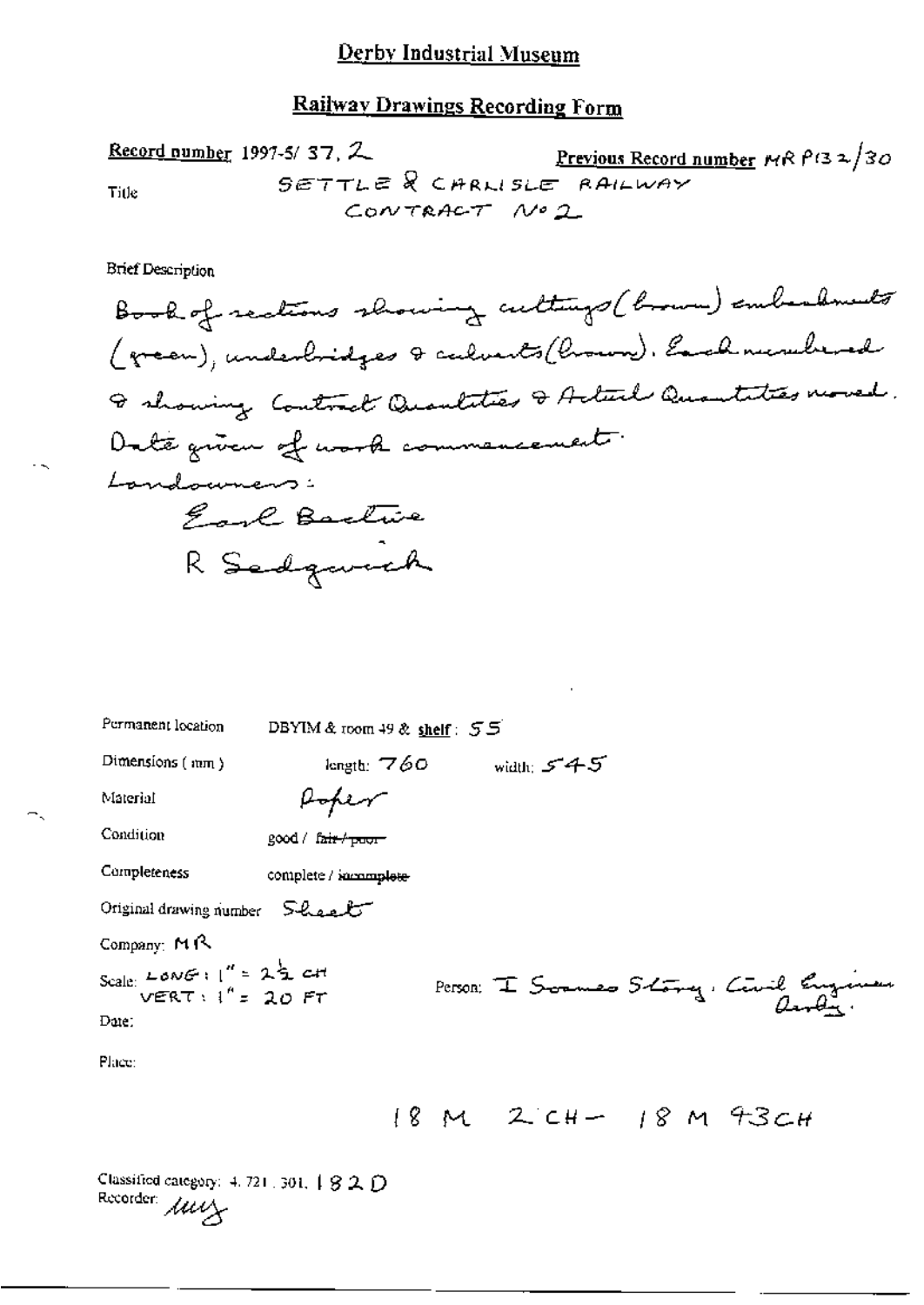# Derby Industrial Museum

## Railway Drawings Recording Form

**Record number** 1997-5/ 37. 2 **Previous Record number** MR P132/30

Title SETTLE & CARLISLE RAILWAY CONTRACT No 2

Brief Description

Book of sections showing cuttings (brown) embankments (green), underbridges & culverts (brown). Each numbered & showing Contract Quantities & Actual Quantities moved. Date given of work commencement.
Landowners:
Earl Bective
R Sedgwick

Permanent location DBYIM & room 49 & **shelf**: 55

Dimensions (mm) length: 760 width: 545

Material Paper

Condition good / ~~fair / poor~~

Completeness complete / ~~incomplete~~

Original drawing number Sheet

Company: MR

Scale: LONG: 1" = 2½ CH
VERT: 1" = 20 FT

Person: I Soames Story, Civil Engineer Derby.

Date:

Place:

18 M 2 CH – 18 M 43 CH

Classified category: 4. 721. 301. 182 D

Recorder: [initials]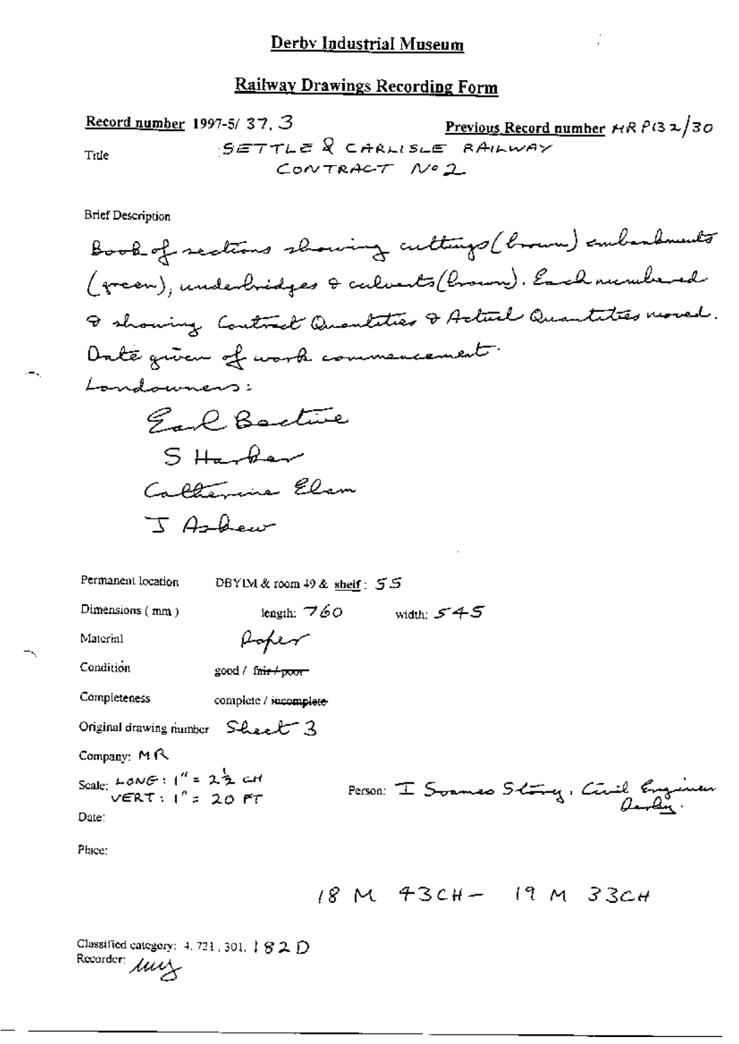# Derby Industrial Museum

## Railway Drawings Recording Form

**Record number** 1997-5/ 37. 3

**Previous Record number** MR P132/30

Title: SETTLE & CARLISLE RAILWAY CONTRACT No 2

Brief Description

Book of sections showing cuttings (brown) embankments (green), underbridges & culverts (brown). Each numbered & showing Contract Quantities & Actual Quantities moved. Date given of work commencement.

Landowners:

Earl Bective

S Harker

Catherine Elam

J Askew

Permanent location: DBYIM & room 49 & shelf: 55

Dimensions (mm): length: 760 width: 545

Material: Paper

Condition: good / ~~fair / poor~~

Completeness: complete / ~~incomplete~~

Original drawing number: Sheet 3

Company: MR

Scale: LONG: 1" = 2½ CH  
VERT: 1" = 20 FT

Person: J Sowmes Story, Civil Engineer Derby.

Date:

Place:

18 M 43CH – 19 M 33CH

Classified category: 4, 721, 301, 182 D

Recorder: *mmg*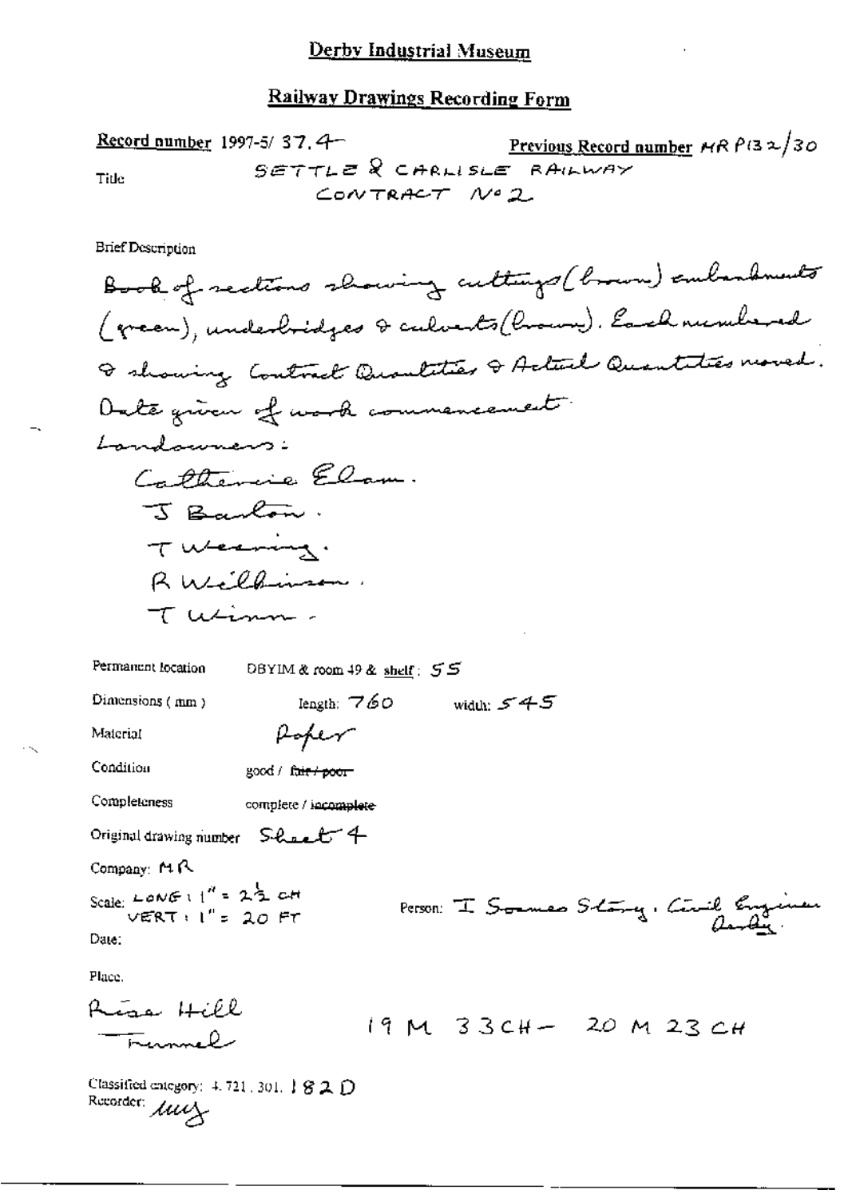# Derby Industrial Museum

## Railway Drawings Recording Form

**Record number** 1997-5/ 37.4

**Previous Record number** MR P132/30

Title

SETTLE & CARLISLE RAILWAY
CONTRACT No 2

Brief Description

Book of sections showing cuttings (brown) embankments (green), underbridges & culverts (brown). Each numbered & showing Contract Quantities & Actual Quantities moved. Date given of work commencement.
Landowners:
Catherine Elam.
J Barton.
T Wearing.
R Wilkinson.
T Winn.

Permanent location DBYIM & room 49 & shelf: 55

Dimensions (mm) length: 760 width: 545

Material Paper

Condition good / ~~fair / poor~~

Completeness complete / ~~incomplete~~

Original drawing number Sheet 4

Company: MR

Scale: LONG: 1" = 2½ CH
VERT: 1" = 20 FT

Person: J Soames Story, Civil Engineer Derby.

Date:

Place.

Rise Hill
Tunnel

19 M 33CH – 20 M 23 CH

Classified category: 4. 721. 301. 182 D
Recorder: lucy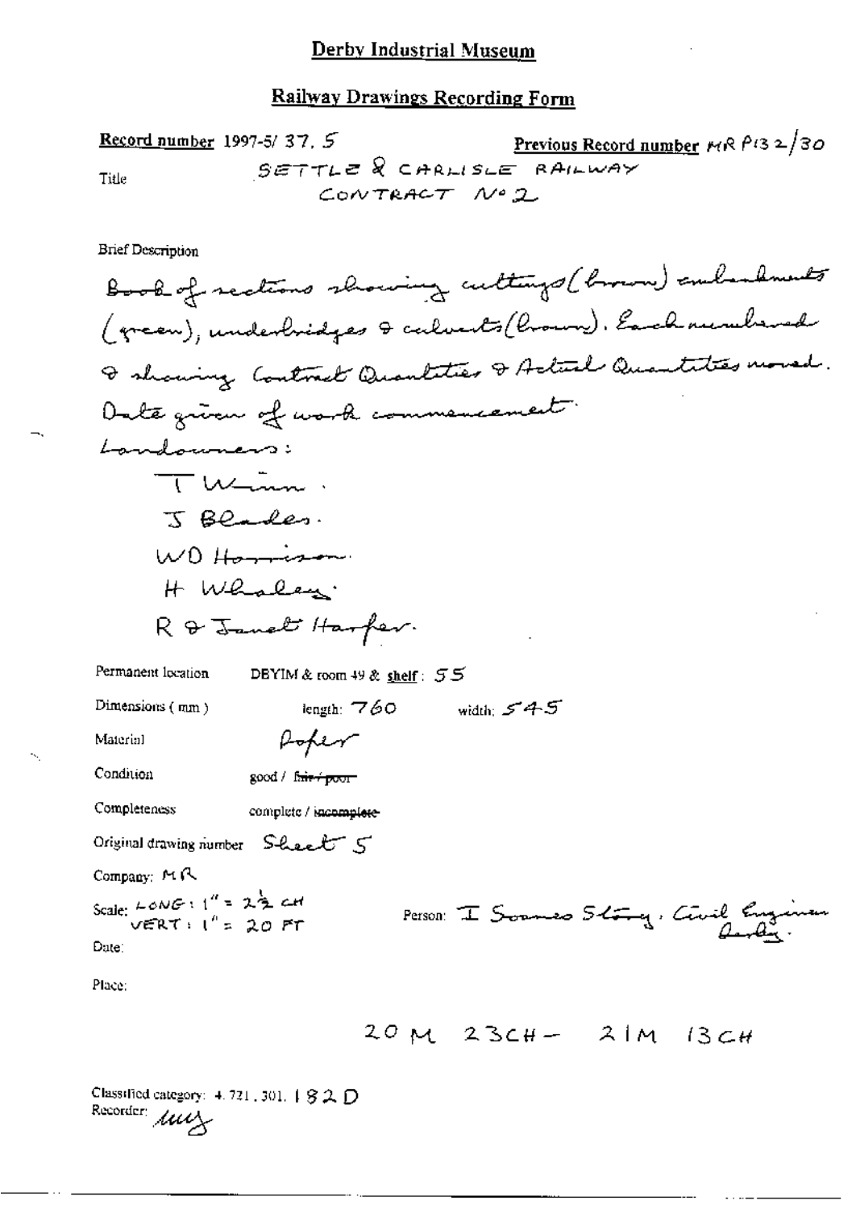# Derby Industrial Museum

## Railway Drawings Recording Form

**Record number** 1997-5/ 37. 5

**Previous Record number** MR P132/30

Title: SETTLE & CARLISLE RAILWAY CONTRACT No 2

Brief Description

Book of sections showing cuttings (brown) embankments (green), underbridges & culverts (brown). Each numbered & showing Contract Quantities & Actual Quantities moved. Date given of work commencement.

Landowners:

T Winn.

J Blades.

WD Harrison.

H Whaley.

R & Janet Harper.

Permanent location: DBYIM & room 49 & shelf: 55

Dimensions (mm): length: 760 width: 545

Material: Paper

Condition: good / ~~fair / poor~~

Completeness: complete / ~~incomplete~~

Original drawing number: Sheet 5

Company: MR

Scale: LONG: 1" = 2½ CH
VERT: 1" = 20 FT

Person: J Sommes Story, Civil Engineer Derby.

Date:

Place:

20 M 23CH – 21M 13CH

Classified category: 4.721.301.182 D

Recorder: *[initials]*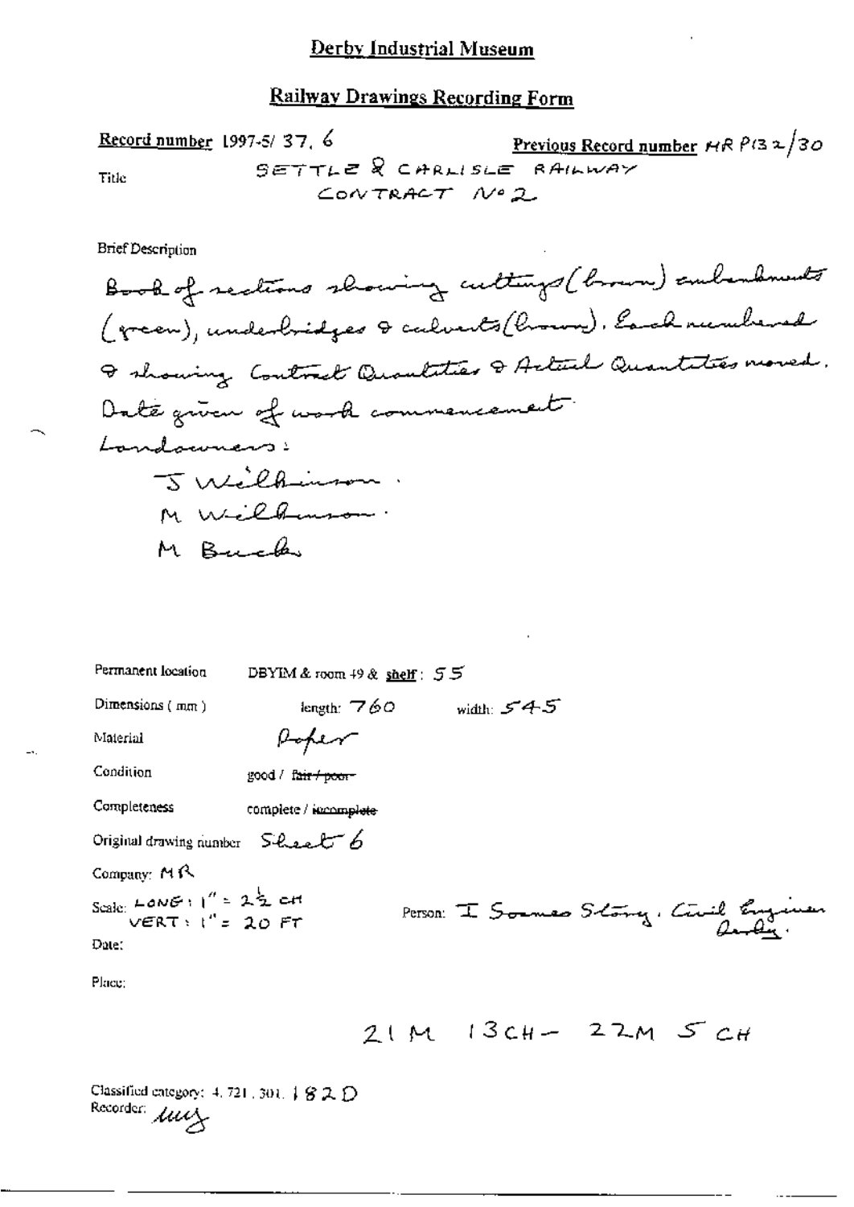# Derby Industrial Museum

## Railway Drawings Recording Form

**Record number** 1997-5/ 37. 6

**Previous Record number** MR P132/30

**Title** SETTLE & CARLISLE RAILWAY CONTRACT No 2

**Brief Description**

Book of sections showing cuttings (brown) embankments (green), underbridges & culverts (brown). Each numbered & showing Contract Quantities & Actual Quantities moved. Date given of work commencement.

Landowners:

J Wilkinson.
M Wilkinson.
M Buck

Permanent location: DBYIM & room 49 & shelf: 55

Dimensions (mm): length: 760 width: 545

Material: Paper

Condition: good / ~~fair / poor~~

Completeness: complete / ~~incomplete~~

Original drawing number: Sheet 6

Company: MR

Scale: LONG: 1" = 2½ CH; VERT: 1" = 20 FT

Person: I Soames Story. Civil Engineer Derby.

Date:

Place:

21 M 13 CH – 22 M 5 CH

Classified category: 4. 721. 301. 182D

Recorder: mcy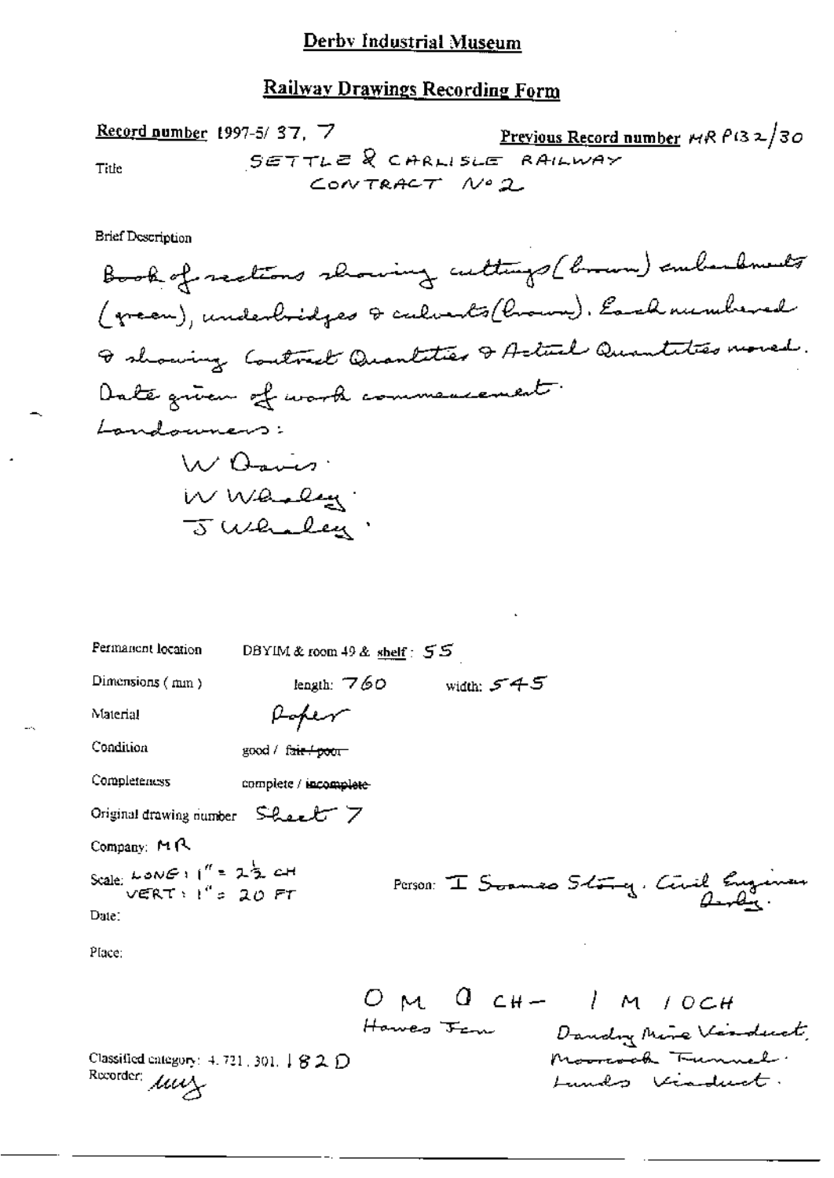## Derby Industrial Museum

## Railway Drawings Recording Form

**Record number** 1997-5/ 37, 7 **Previous Record number** MR P132/30

Title SETTLE & CARLISLE RAILWAY
CONTRACT No 2

Brief Description

Book of sections showing cuttings (brown) embankments (green), underbridges & culverts (brown). Each numbered & showing Contract Quantities & Actual Quantities moved. Date given of work commencement.

Landowners:

W Davis.
W Whaley.
J Whaley.

Permanent location DBYIM & room 49 & shelf: 55

Dimensions (mm) length: 760 width: 545

Material Paper

Condition good / ~~fair / poor~~

Completeness complete / ~~incomplete~~

Original drawing number Sheet 7

Company: MR

Scale: LONG: 1" = 2½ CH
VERT: 1" = 20 FT

Person: J Soames Story. Civil Engineer Derby.

Date:

Place:

0 M 0 CH – 1 M 10 CH
Hawes Jcn
Dandry Mire Viaduct,
Moorcock Tunnel.
Lunds Viaduct.

Classified category: 4. 721. 301. 182 D
Recorder: *mg*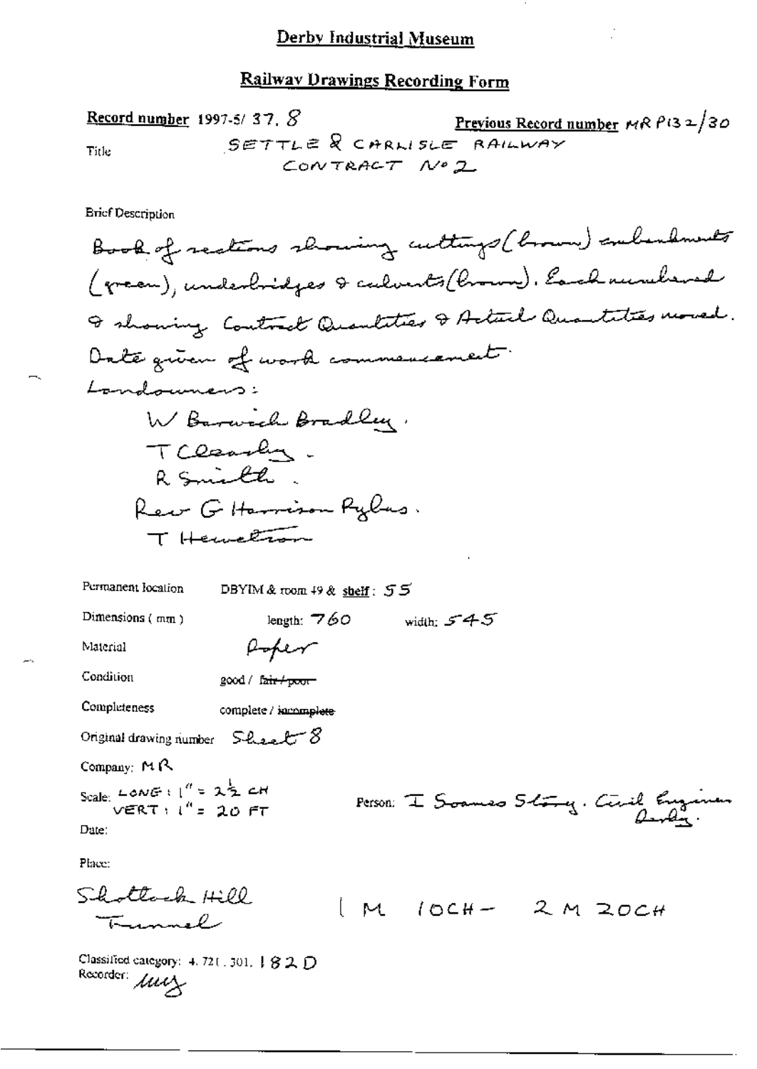## Derby Industrial Museum

## Railway Drawings Recording Form

**Record number** 1997-5/ 37. 8 **Previous Record number** MR P132/30

Title SETTLE & CARLISLE RAILWAY
CONTRACT No 2

Brief Description

Book of sections showing cuttings (brown) embankments (green), underbridges & culverts (brown). Each numbered & showing Contract Quantities & Actual Quantities moved. Date given of work commencement.

Landowners:

W Barwick Bradley.
T Clearly.
R Smith.
Rev G Harrison Rylus.
T Hewetson

Permanent location DBYIM & room 49 & shelf: 55

Dimensions (mm) length: 760 width: 545

Material Paper

Condition good / ~~fair / poor~~

Completeness complete / ~~incomplete~~

Original drawing number Sheet 8

Company: MR

Scale: LONG: 1" = 2½ CH
VERT: 1" = 20 FT

Person: J Soames Story. Civil Engineer Derby.

Date:

Place:

Shotlock Hill Tunnel [ M 10CH - 2 M 20CH

Classified category: 4. 721. 301. 182 D
Recorder: mz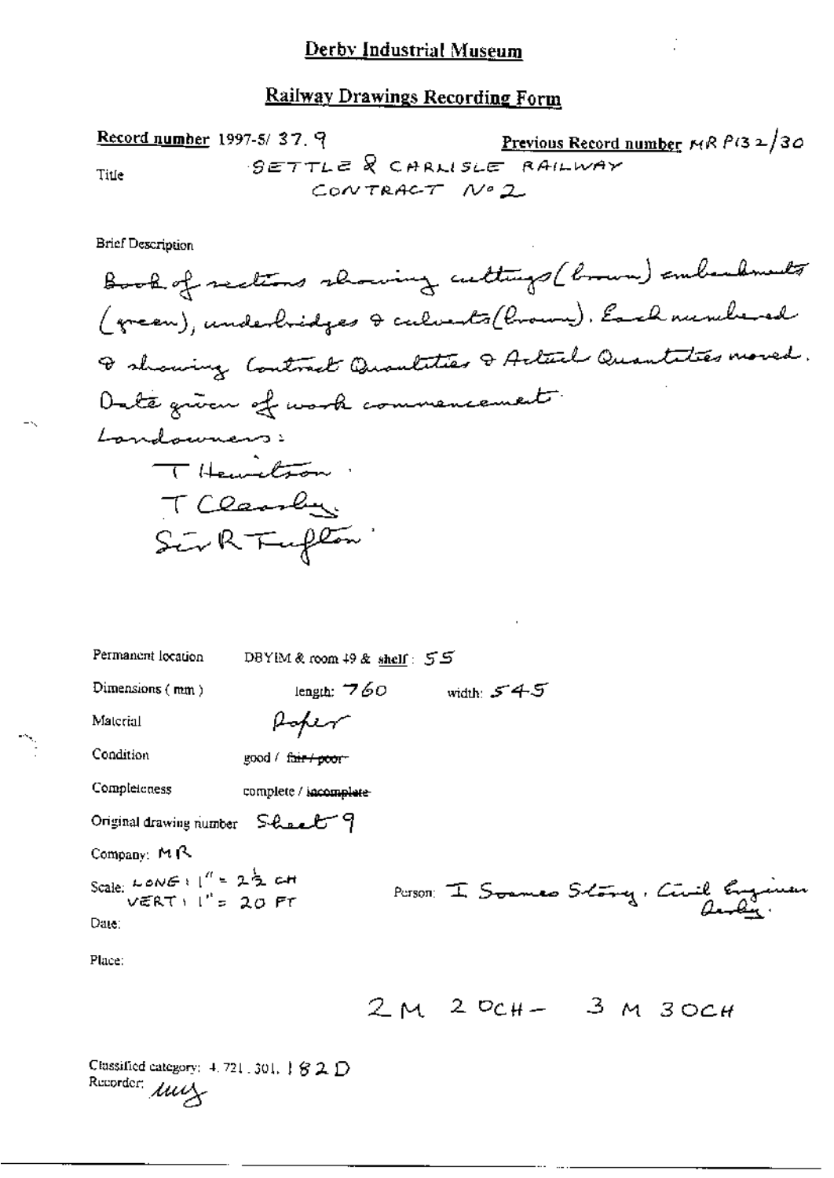## Derby Industrial Museum

## Railway Drawings Recording Form

**Record number** 1997-5/ 37. 9

**Previous Record number** MR P132/30

Title

SETTLE & CARLISLE RAILWAY
CONTRACT No 2

Brief Description

Book of sections showing cuttings (brown) embankments (green), underbridges & culverts (brown). Each numbered & showing Contract Quantities & Actual Quantities moved. Date given of work commencement.
Landowners:
T Hewitson
T Clarsby
Sir R Tufton

Permanent location DBYIM & room 49 & shelf: 55

Dimensions (mm) length: 760 width: 545

Material Paper

Condition good / ~~fair / poor~~

Completeness complete / ~~incomplete~~

Original drawing number Sheet 9

Company: MR

Scale: LONG: 1" = 2½ CH
VERT: 1" = 20 FT

Person: J Sanes Story, Civil Engineer Derby.

Date:

Place:

2 M 20CH – 3 M 30CH

Classified category: 4.721.301.182D

Recorder: auy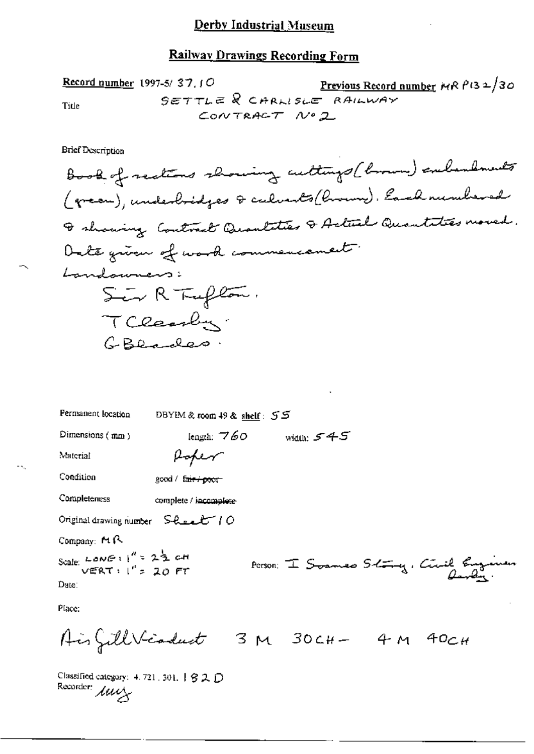# Derby Industrial Museum

## Railway Drawings Recording Form

**Record number** 1997-5/ 37.10

**Previous Record number** MR P132/30

Title: SETTLE & CARLISLE RAILWAY CONTRACT No 2

**Brief Description**

Book of sections showing cuttings (brown) embankments (green), underbridges & culverts (brown). Each numbered & showing Contract Quantities & Actual Quantities moved. Date given of work commencement.

Landowners:

Sir R Tufton.
T Cleasby.
G Bleadees.

Permanent location: DBYIM & room 49 & shelf: 55

Dimensions (mm): length: 760 width: 545

Material: Paper

Condition: good / ~~fair / poor~~

Completeness: complete / ~~incomplete~~

Original drawing number: Sheet 10

Company: MR

Scale: LONG: 1" = 2½ CH
VERT: 1" = 20 FT

Person: I Soames Story. Civil Engineer Derby.

Date:

Place:

Ais Gill Viaduct 3 M 30CH – 4 M 40CH

Classified category: 4.721.301.182D

Recorder: *illegible initials*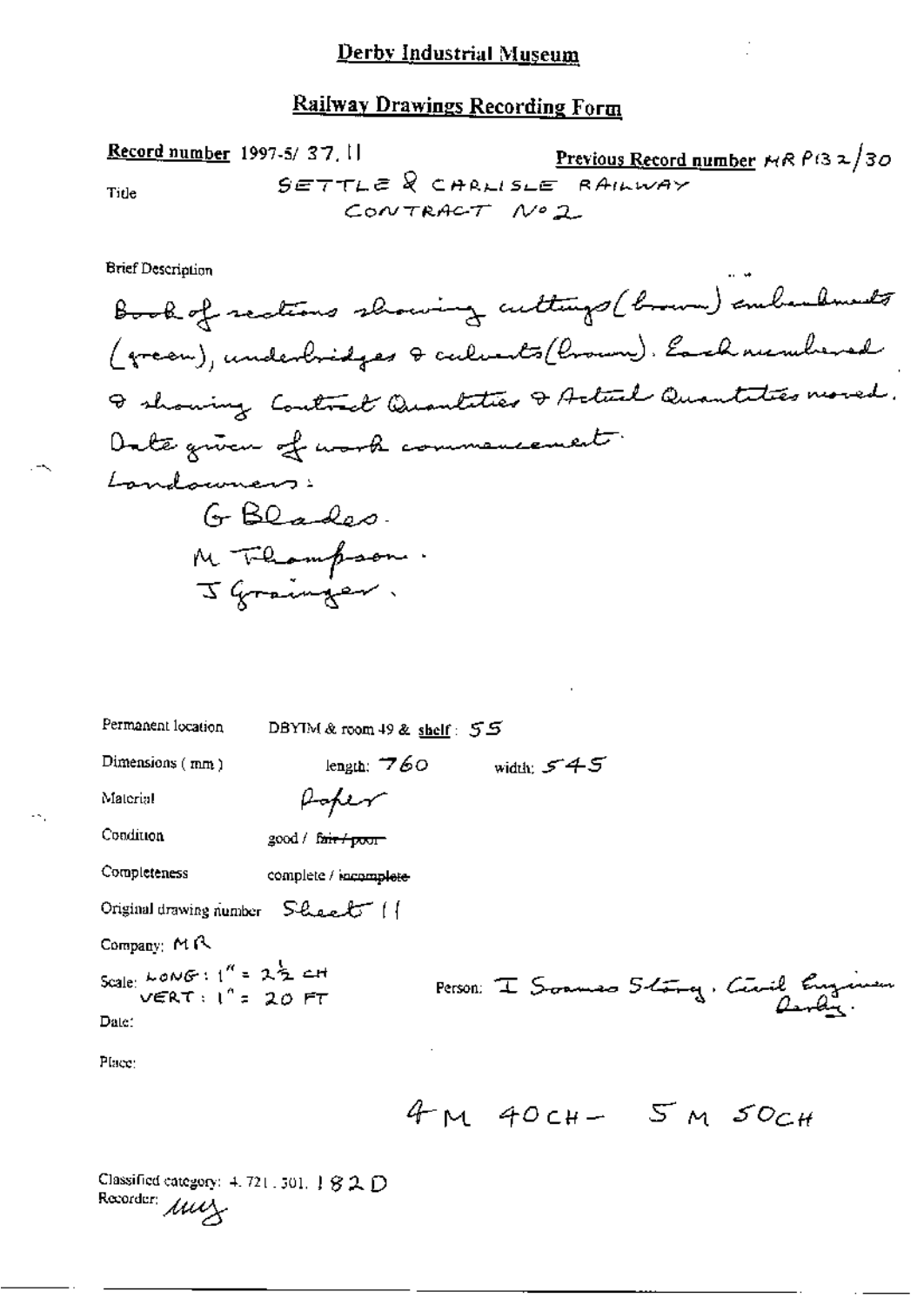# Derby Industrial Museum

## Railway Drawings Recording Form

**Record number** 1997-5/ 37.11

**Previous Record number** MR P132/30

Title: SETTLE & CARLISLE RAILWAY CONTRACT No 2

Brief Description

Book of sections showing cuttings (brown) embankments (green), underbridges & culverts (brown). Each numbered & showing Contract Quantities & Actual Quantities moved. Date given of work commencement.

Landowners:

G Blades.
M Thompson.
J Grainger.

Permanent location: DBYIM & room 49 & shelf: 55

Dimensions (mm): length: 760 width: 545

Material: Paper

Condition: good / ~~fair / poor~~

Completeness: complete / ~~incomplete~~

Original drawing number: Sheet 11

Company: MR

Scale: LONG: 1" = 2½ CH
VERT: 1" = 20 FT

Person: J Soames Story. Civil Engineer Derby.

Date:

Place:

4 M 40 CH – 5 M 50 CH

Classified category: 4.721.301. 182 D

Recorder: *mmg*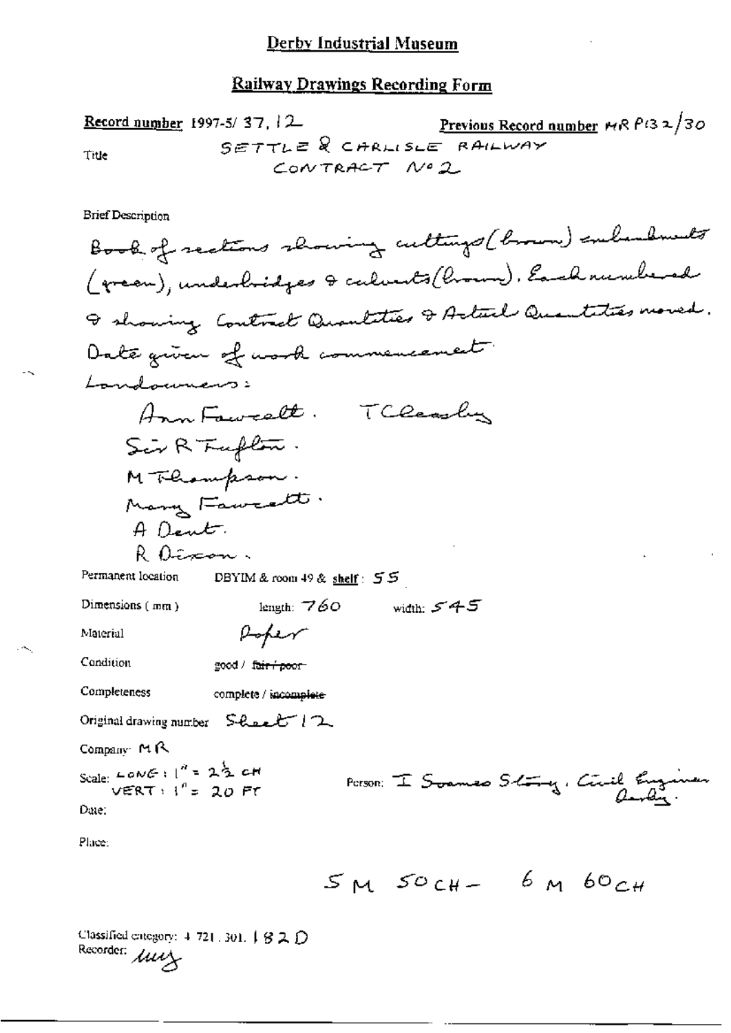## Derby Industrial Museum

### Railway Drawings Recording Form

**Record number** 1997-5/ 37, 12 **Previous Record number** MR P132/30

Title SETTLE & CARLISLE RAILWAY
CONTRACT No 2

Brief Description

Book of sections showing cuttings (brown) embankments (green), underbridges & culverts (brown). Each numbered & showing Contract Quantities & Actual Quantities moved. Date given of work commencement.

Landowners:

Ann Fawcett. T Cleasby
Sir R Tufton.
M Thompson.
Mary Fawcett.
A Dent.
R Dixon.

Permanent location DBYIM & room 49 & shelf: 55

Dimensions ( mm ) length: 760 width: 545

Material Paper

Condition good / ~~fair / poor~~

Completeness complete / ~~incomplete~~

Original drawing number Sheet 12

Company: MR

Scale: LONG: 1" = 2½ CH
VERT: 1" = 20 FT

Person: J Soames Story. Civil Engineer Derby.

Date:

Place:

5 M 50 CH - 6 M 60 CH

Classified category: 4.721.301.182D
Recorder: mg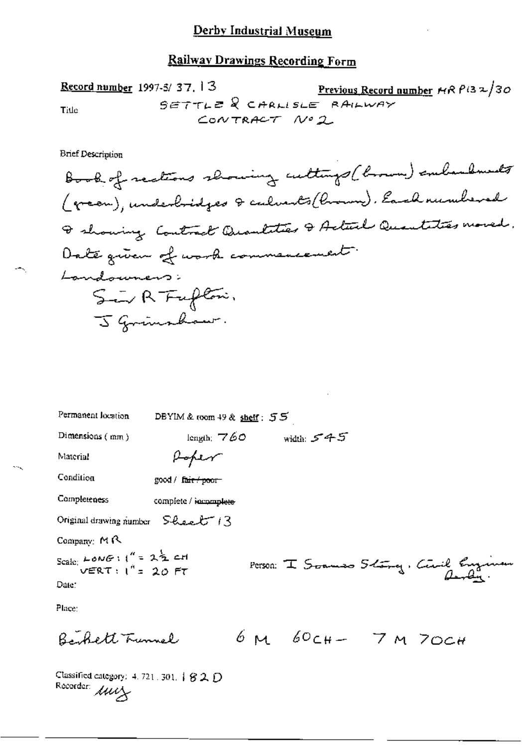# Derby Industrial Museum

## Railway Drawings Recording Form

**Record number** 1997-5/ 37. 13

**Previous Record number** MR P132/30

Title: SETTLE & CARLISLE RAILWAY CONTRACT No 2

Brief Description

Book of sections showing cuttings (brown) embankments (green), underbridges & culverts (brown). Each numbered & showing Contract Quantities & Actual Quantities moved. Date given of work commencement.

Landowners:

Sir R Tufton.
J Grimshaw.

Permanent location: DBYIM & room 49 & shelf: 55

Dimensions (mm): length: 760 width: 545

Material: Paper

Condition: good / ~~fair / poor~~

Completeness: complete / ~~incomplete~~

Original drawing number: Sheet 13

Company: MR

Scale: LONG: 1" = 2½ CH; VERT: 1" = 20 FT

Person: J Sounes Story. Civil Engineer Derby.

Date:

Place:

Birkett Tunnel 6 M 60CH – 7 M 70CH

Classified category: 4. 721. 301. 182 D

Recorder: mcg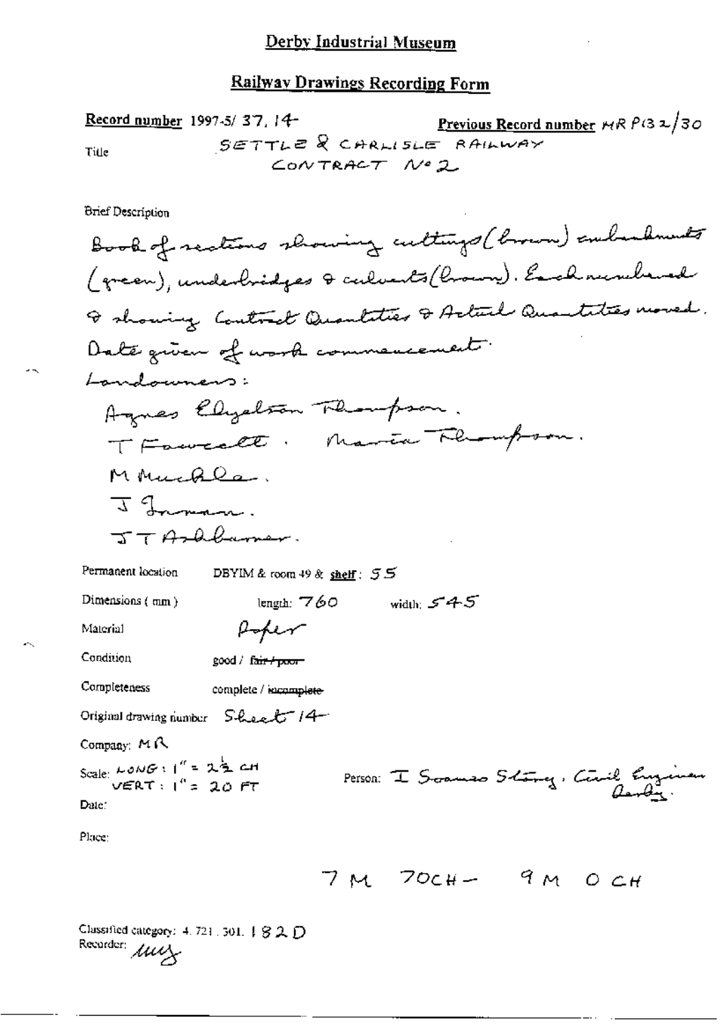## Derby Industrial Museum

### Railway Drawings Recording Form

**Record number** 1997-5/ 37. 14

**Previous Record number** MR P132/30

Title: SETTLE & CARLISLE RAILWAY CONTRACT No 2

Brief Description

Book of sections showing cuttings (brown) embankments (green), underbridges & culverts (brown). Each numbered & showing Contract Quantities & Actual Quantities moved. Date given of work commencement.

Landowners:

Agnes Elyelston Thompson.
T Fawcett. Maria Thompson.
M Muckle.
J Inman.
J T Ashburner.

Permanent location: DBYIM & room 49 & **shelf**: 55

Dimensions (mm): length: 760 width: 545

Material: Paper

Condition: good / ~~fair / poor~~

Completeness: complete / ~~incomplete~~

Original drawing number: Sheet 14

Company: MR

Scale: LONG: 1" = 2½ CH
VERT: 1" = 20 FT

Person: I Soames Story, Civil Engineer Derby.

Date:

Place:

7 M 70CH – 9 M 0 CH

Classified category: 4. 721. 301. 182 D

Recorder: uuy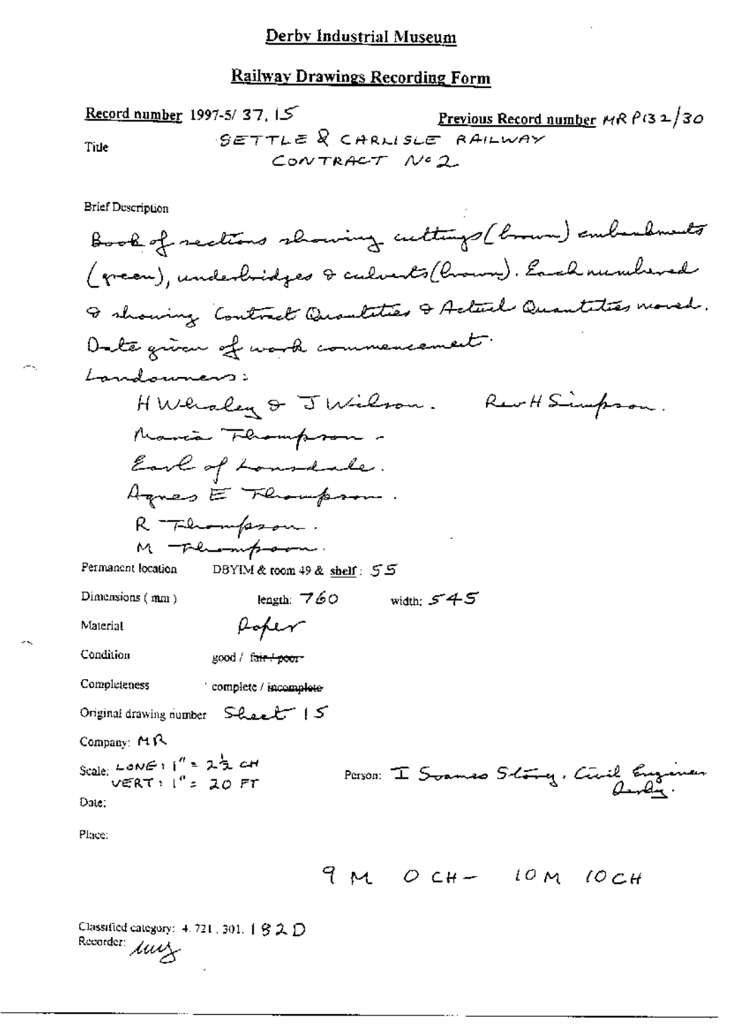# Derby Industrial Museum

## Railway Drawings Recording Form

**Record number** 1997-5/ 37. 15

**Previous Record number** MR P132/30

Title: SETTLE & CARLISLE RAILWAY
CONTRACT No 2

Brief Description

Book of sections showing cuttings (brown) embankments (green), underbridges & culverts (brown). Each numbered & showing Contract Quantities & Actual Quantities moved. Date given of work commencement.

Landowners:

H Whaley & J Wilson. Rev H Simpson.
Maria Thompson.
Earl of Lonsdale.
Agnes E Thompson.
R Thompson.
M Thompson.

Permanent location: DBYIM & room 49 & shelf: 55

Dimensions (mm): length: 760 width: 545

Material: Paper

Condition: good / ~~fair / poor~~

Completeness: complete / ~~incomplete~~

Original drawing number: Sheet 15

Company: MR

Scale: LONG: 1" = 2½ CH
VERT: 1" = 20 FT

Person: J Soames Story. Civil Engineer Derby.

Date:

Place:

9 M 0 CH – 10 M 10 CH

Classified category: 4. 721. 301. 182D

Recorder: *[illegible initials]*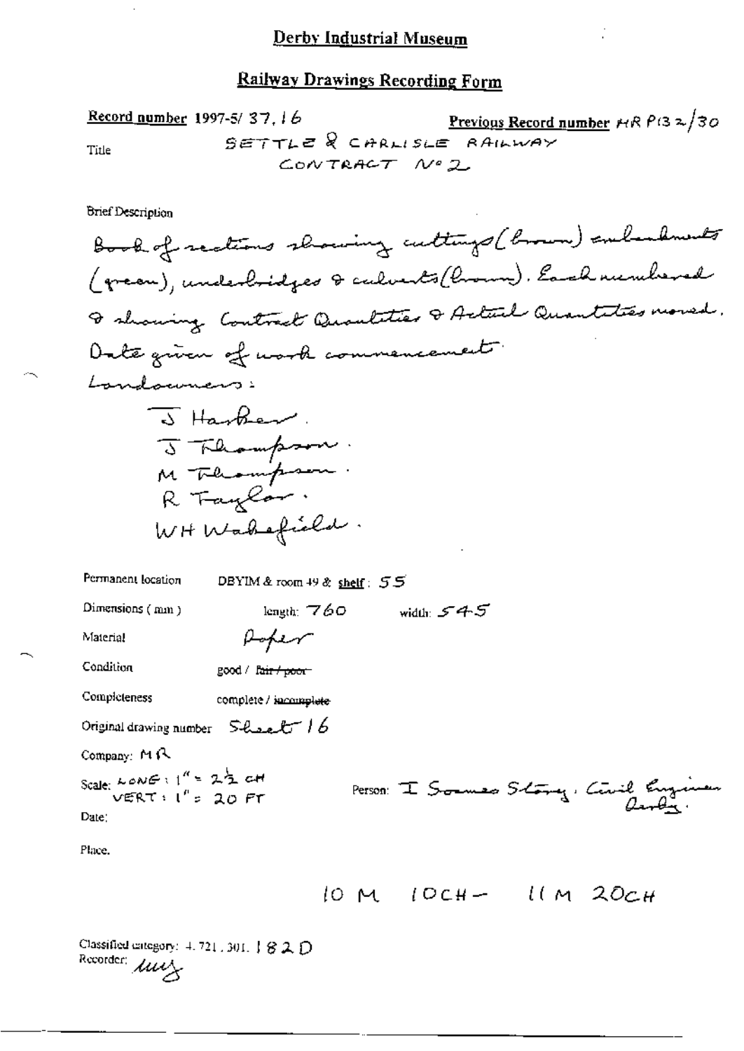# Derby Industrial Museum

## Railway Drawings Recording Form

**Record number** 1997-5/ 37, 16

**Previous Record number** MR P132/30

Title SETTLE & CARLISLE RAILWAY CONTRACT No 2

Brief Description

Book of sections showing cuttings (brown) embankments (green), underbridges & culverts (brown). Each numbered & showing Contract Quantities & Actual Quantities moved. Date given of work commencement.

Landowners:

J Harker.
J Thompson.
M Thompson.
R Taylor.
WH Wakefield.

Permanent location DBYIM & room 49 & shelf: 55

Dimensions (mm) length: 760 width: 545

Material Paper

Condition good / ~~fair / poor~~

Completeness complete / ~~incomplete~~

Original drawing number Sheet 16

Company: MR

Scale: LONG: 1" = 2½ CH
VERT: 1" = 20 FT

Person: J Sommes Story, Civil Engineer Derby.

Date:

Place.

10 M 10CH – 11 M 20CH

Classified category: 4.721.301. 182 D

Recorder: uuz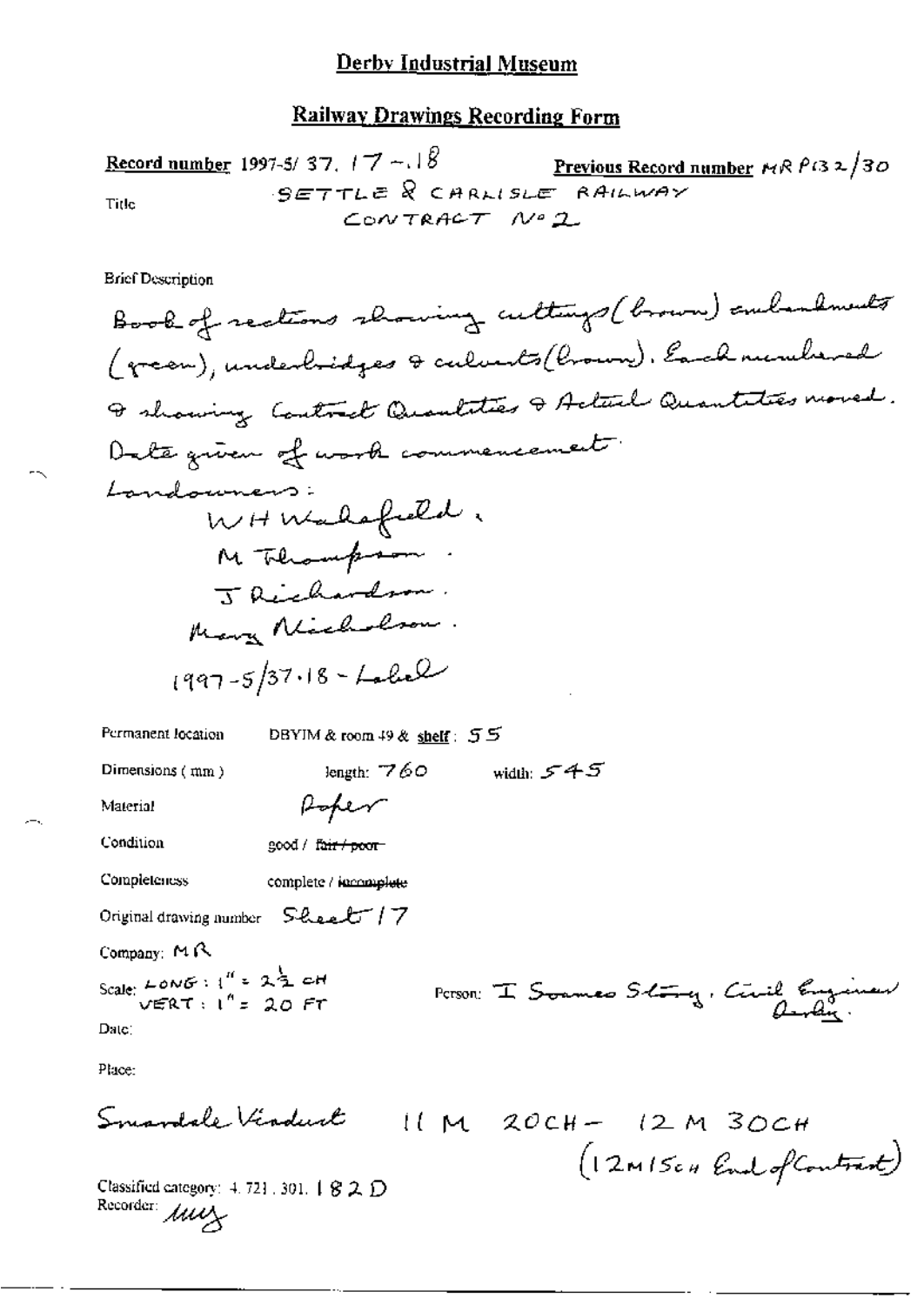# Derby Industrial Museum

## Railway Drawings Recording Form

**Record number** 1997-5/ 37. 17 – .18 **Previous Record number** MR P132/30

Title SETTLE & CARLISLE RAILWAY
CONTRACT No 2

Brief Description

Book of sections showing cuttings (brown) embankments (green), underbridges & culverts (brown). Each numbered & showing Contract Quantities & Actual Quantities moved. Date given of work commencement.

Landowners:
W H Wakefield.
M Thompson.
J Richardson.
Mary Nicholson.

1997-5/37.18 – Label

Permanent location DBYIM & room 49 & **shelf**: 55

Dimensions (mm) length: 760 width: 545

Material Paper

Condition good / ~~fair / poor~~

Completeness complete / ~~incomplete~~

Original drawing number Sheet 17

Company: MR

Scale: LONG: 1" = 2½ CH
VERT: 1" = 20 FT

Person: J Soames Story, Civil Engineer Derby.

Date:

Place:

Smardale Viaduct 11 M 20CH – 12 M 30CH
(12M15CH End of Contract)

Classified category: 4. 721. 301. 182 D

Recorder: [initials]